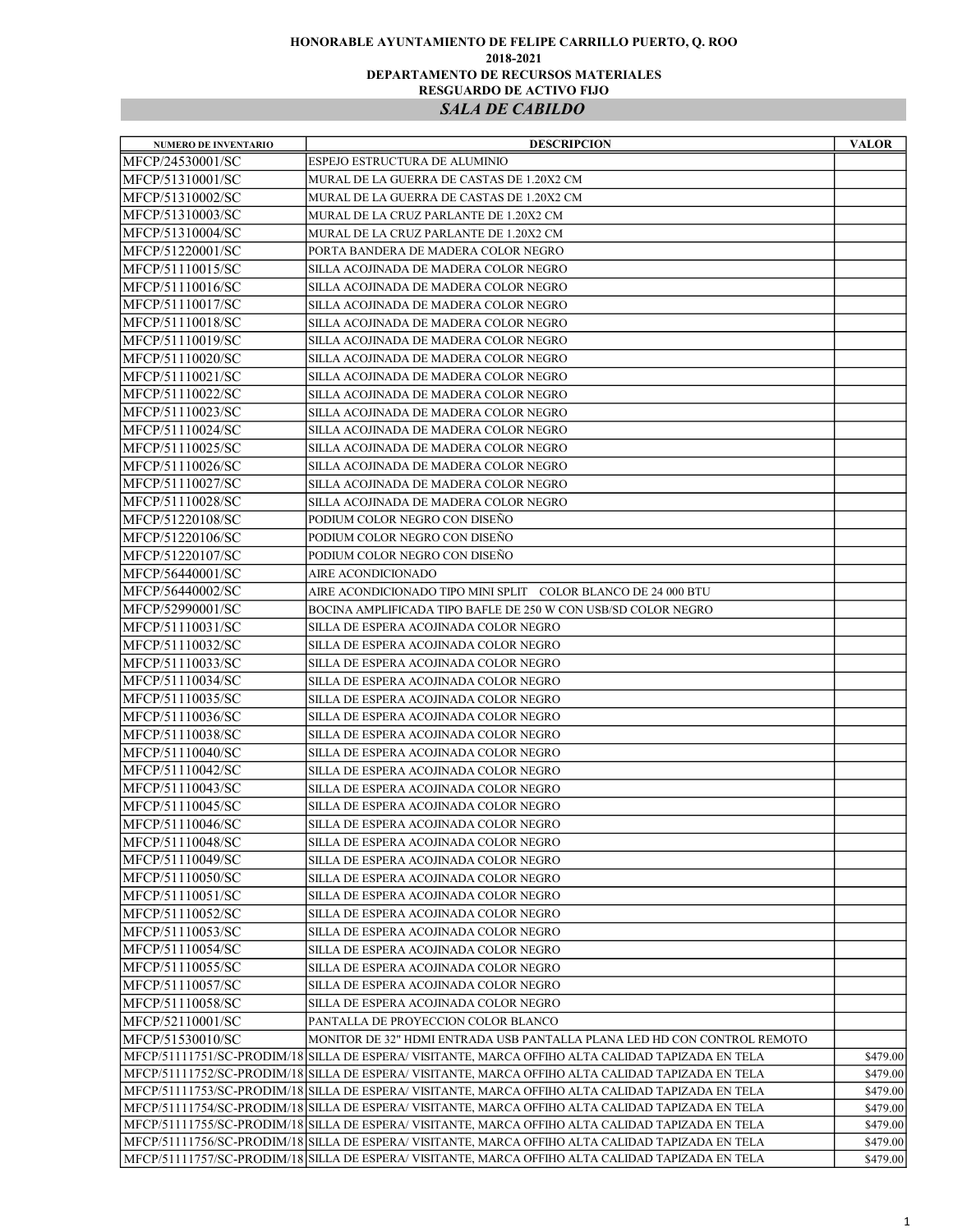**HONORABLE AYUNTAMIENTO DE FELIPE CARRILLO PUERTO, Q. ROO**

**2018-2021**

**DEPARTAMENTO DE RECURSOS MATERIALES**

**RESGUARDO DE ACTIVO FIJO**

## *SALA DE CABILDO*

| NUMERO DE INVENTARIO | DESCRIPCION | VALOR |
|---|---|---|
| MFCP/24530001/SC | ESPEJO ESTRUCTURA DE ALUMINIO | |
| MFCP/51310001/SC | MURAL DE LA GUERRA DE CASTAS DE 1.20X2 CM | |
| MFCP/51310002/SC | MURAL DE LA GUERRA DE CASTAS DE 1.20X2 CM | |
| MFCP/51310003/SC | MURAL DE LA CRUZ PARLANTE DE 1.20X2 CM | |
| MFCP/51310004/SC | MURAL DE LA CRUZ PARLANTE DE 1.20X2 CM | |
| MFCP/51220001/SC | PORTA BANDERA DE MADERA COLOR NEGRO | |
| MFCP/51110015/SC | SILLA ACOJINADA DE MADERA COLOR NEGRO | |
| MFCP/51110016/SC | SILLA ACOJINADA DE MADERA COLOR NEGRO | |
| MFCP/51110017/SC | SILLA ACOJINADA DE MADERA COLOR NEGRO | |
| MFCP/51110018/SC | SILLA ACOJINADA DE MADERA COLOR NEGRO | |
| MFCP/51110019/SC | SILLA ACOJINADA DE MADERA COLOR NEGRO | |
| MFCP/51110020/SC | SILLA ACOJINADA DE MADERA COLOR NEGRO | |
| MFCP/51110021/SC | SILLA ACOJINADA DE MADERA COLOR NEGRO | |
| MFCP/51110022/SC | SILLA ACOJINADA DE MADERA COLOR NEGRO | |
| MFCP/51110023/SC | SILLA ACOJINADA DE MADERA COLOR NEGRO | |
| MFCP/51110024/SC | SILLA ACOJINADA DE MADERA COLOR NEGRO | |
| MFCP/51110025/SC | SILLA ACOJINADA DE MADERA COLOR NEGRO | |
| MFCP/51110026/SC | SILLA ACOJINADA DE MADERA COLOR NEGRO | |
| MFCP/51110027/SC | SILLA ACOJINADA DE MADERA COLOR NEGRO | |
| MFCP/51110028/SC | SILLA ACOJINADA DE MADERA COLOR NEGRO | |
| MFCP/51220108/SC | PODIUM COLOR NEGRO CON DISEÑO | |
| MFCP/51220106/SC | PODIUM COLOR NEGRO CON DISEÑO | |
| MFCP/51220107/SC | PODIUM COLOR NEGRO CON DISEÑO | |
| MFCP/56440001/SC | AIRE ACONDICIONADO | |
| MFCP/56440002/SC | AIRE ACONDICIONADO TIPO MINI SPLIT COLOR BLANCO DE 24 000 BTU | |
| MFCP/52990001/SC | BOCINA AMPLIFICADA TIPO BAFLE DE 250 W CON USB/SD COLOR NEGRO | |
| MFCP/51110031/SC | SILLA DE ESPERA ACOJINADA COLOR NEGRO | |
| MFCP/51110032/SC | SILLA DE ESPERA ACOJINADA COLOR NEGRO | |
| MFCP/51110033/SC | SILLA DE ESPERA ACOJINADA COLOR NEGRO | |
| MFCP/51110034/SC | SILLA DE ESPERA ACOJINADA COLOR NEGRO | |
| MFCP/51110035/SC | SILLA DE ESPERA ACOJINADA COLOR NEGRO | |
| MFCP/51110036/SC | SILLA DE ESPERA ACOJINADA COLOR NEGRO | |
| MFCP/51110038/SC | SILLA DE ESPERA ACOJINADA COLOR NEGRO | |
| MFCP/51110040/SC | SILLA DE ESPERA ACOJINADA COLOR NEGRO | |
| MFCP/51110042/SC | SILLA DE ESPERA ACOJINADA COLOR NEGRO | |
| MFCP/51110043/SC | SILLA DE ESPERA ACOJINADA COLOR NEGRO | |
| MFCP/51110045/SC | SILLA DE ESPERA ACOJINADA COLOR NEGRO | |
| MFCP/51110046/SC | SILLA DE ESPERA ACOJINADA COLOR NEGRO | |
| MFCP/51110048/SC | SILLA DE ESPERA ACOJINADA COLOR NEGRO | |
| MFCP/51110049/SC | SILLA DE ESPERA ACOJINADA COLOR NEGRO | |
| MFCP/51110050/SC | SILLA DE ESPERA ACOJINADA COLOR NEGRO | |
| MFCP/51110051/SC | SILLA DE ESPERA ACOJINADA COLOR NEGRO | |
| MFCP/51110052/SC | SILLA DE ESPERA ACOJINADA COLOR NEGRO | |
| MFCP/51110053/SC | SILLA DE ESPERA ACOJINADA COLOR NEGRO | |
| MFCP/51110054/SC | SILLA DE ESPERA ACOJINADA COLOR NEGRO | |
| MFCP/51110055/SC | SILLA DE ESPERA ACOJINADA COLOR NEGRO | |
| MFCP/51110057/SC | SILLA DE ESPERA ACOJINADA COLOR NEGRO | |
| MFCP/51110058/SC | SILLA DE ESPERA ACOJINADA COLOR NEGRO | |
| MFCP/52110001/SC | PANTALLA DE PROYECCION COLOR BLANCO | |
| MFCP/51530010/SC | MONITOR DE 32" HDMI ENTRADA USB PANTALLA PLANA LED HD CON CONTROL REMOTO | |
| MFCP/51111751/SC-PRODIM/18 | SILLA DE ESPERA/ VISITANTE, MARCA OFFIHO ALTA CALIDAD TAPIZADA EN TELA | $479.00 |
| MFCP/51111752/SC-PRODIM/18 | SILLA DE ESPERA/ VISITANTE, MARCA OFFIHO ALTA CALIDAD TAPIZADA EN TELA | $479.00 |
| MFCP/51111753/SC-PRODIM/18 | SILLA DE ESPERA/ VISITANTE, MARCA OFFIHO ALTA CALIDAD TAPIZADA EN TELA | $479.00 |
| MFCP/51111754/SC-PRODIM/18 | SILLA DE ESPERA/ VISITANTE, MARCA OFFIHO ALTA CALIDAD TAPIZADA EN TELA | $479.00 |
| MFCP/51111755/SC-PRODIM/18 | SILLA DE ESPERA/ VISITANTE, MARCA OFFIHO ALTA CALIDAD TAPIZADA EN TELA | $479.00 |
| MFCP/51111756/SC-PRODIM/18 | SILLA DE ESPERA/ VISITANTE, MARCA OFFIHO ALTA CALIDAD TAPIZADA EN TELA | $479.00 |
| MFCP/51111757/SC-PRODIM/18 | SILLA DE ESPERA/ VISITANTE, MARCA OFFIHO ALTA CALIDAD TAPIZADA EN TELA | $479.00 |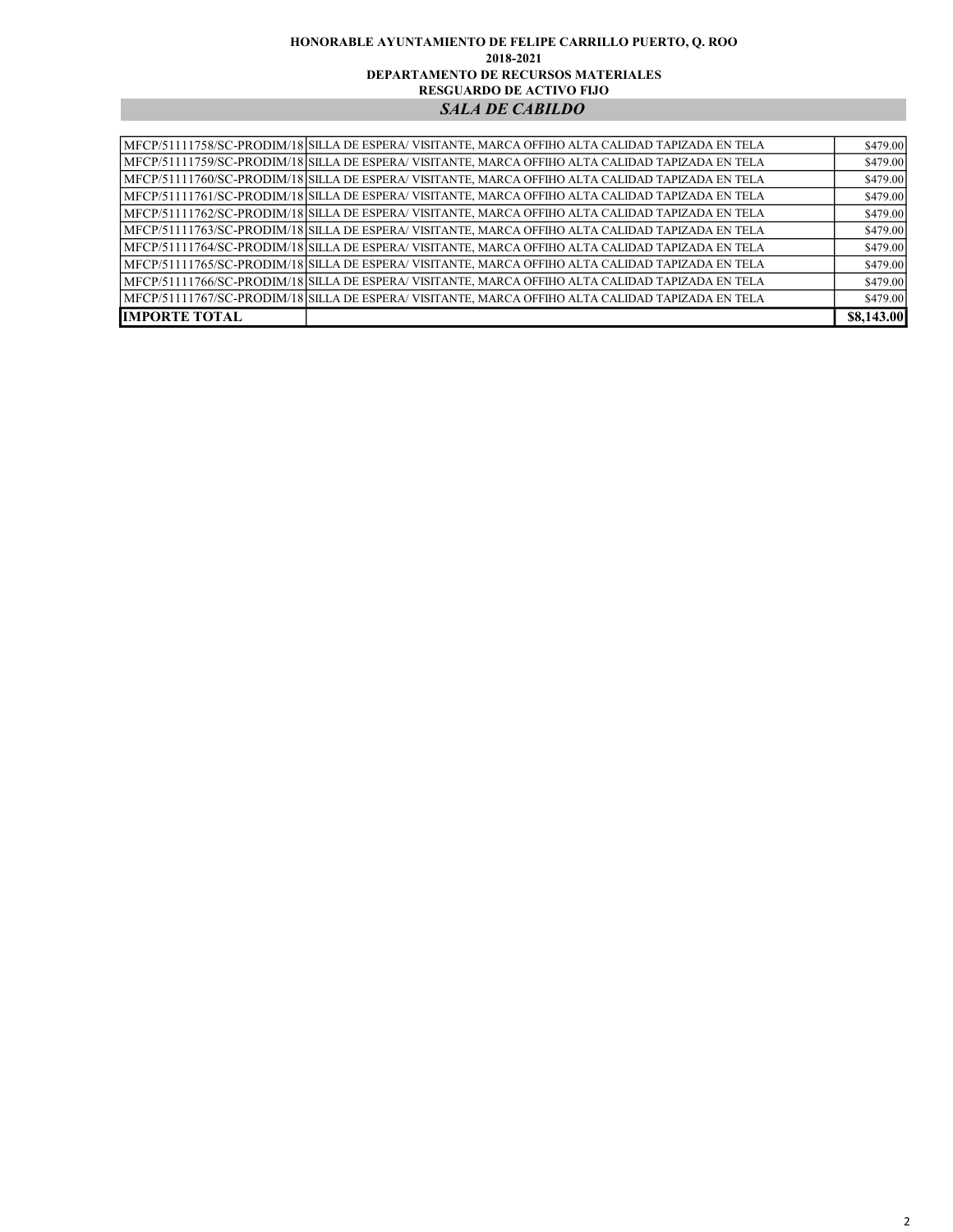**HONORABLE AYUNTAMIENTO DE FELIPE CARRILLO PUERTO, Q. ROO**

**2018-2021**

**DEPARTAMENTO DE RECURSOS MATERIALES**

**RESGUARDO DE ACTIVO FIJO**

## *SALA DE CABILDO*

| | | |
|---|---|---|
| MFCP/51111758/SC-PRODIM/18 | SILLA DE ESPERA/ VISITANTE, MARCA OFFIHO ALTA CALIDAD TAPIZADA EN TELA | $479.00 |
| MFCP/51111759/SC-PRODIM/18 | SILLA DE ESPERA/ VISITANTE, MARCA OFFIHO ALTA CALIDAD TAPIZADA EN TELA | $479.00 |
| MFCP/51111760/SC-PRODIM/18 | SILLA DE ESPERA/ VISITANTE, MARCA OFFIHO ALTA CALIDAD TAPIZADA EN TELA | $479.00 |
| MFCP/51111761/SC-PRODIM/18 | SILLA DE ESPERA/ VISITANTE, MARCA OFFIHO ALTA CALIDAD TAPIZADA EN TELA | $479.00 |
| MFCP/51111762/SC-PRODIM/18 | SILLA DE ESPERA/ VISITANTE, MARCA OFFIHO ALTA CALIDAD TAPIZADA EN TELA | $479.00 |
| MFCP/51111763/SC-PRODIM/18 | SILLA DE ESPERA/ VISITANTE, MARCA OFFIHO ALTA CALIDAD TAPIZADA EN TELA | $479.00 |
| MFCP/51111764/SC-PRODIM/18 | SILLA DE ESPERA/ VISITANTE, MARCA OFFIHO ALTA CALIDAD TAPIZADA EN TELA | $479.00 |
| MFCP/51111765/SC-PRODIM/18 | SILLA DE ESPERA/ VISITANTE, MARCA OFFIHO ALTA CALIDAD TAPIZADA EN TELA | $479.00 |
| MFCP/51111766/SC-PRODIM/18 | SILLA DE ESPERA/ VISITANTE, MARCA OFFIHO ALTA CALIDAD TAPIZADA EN TELA | $479.00 |
| MFCP/51111767/SC-PRODIM/18 | SILLA DE ESPERA/ VISITANTE, MARCA OFFIHO ALTA CALIDAD TAPIZADA EN TELA | $479.00 |
| **IMPORTE TOTAL** | | **$8,143.00** |